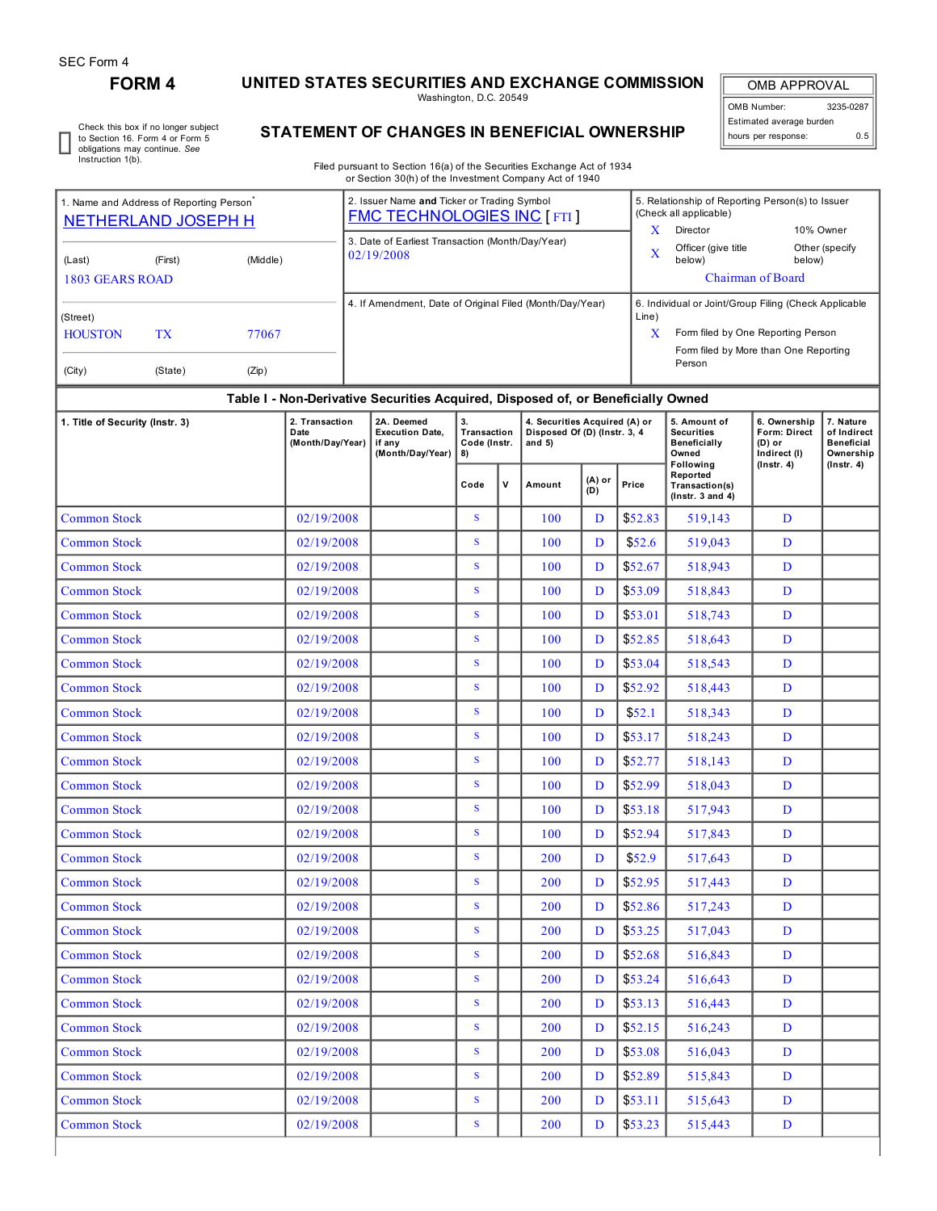SEC Form 4

# FORM 4

## UNITED STATES SECURITIES AND EXCHANGE COMMISSION

Washington, D.C. 20549

## STATEMENT OF CHANGES IN BENEFICIAL OWNERSHIP

Filed pursuant to Section 16(a) of the Securities Exchange Act of 1934 or Section 30(h) of the Investment Company Act of 1940

| OMB APPROVAL | |
|---|---|
| OMB Number: | 3235-0287 |
| Estimated average burden hours per response: | 0.5 |

☐ Check this box if no longer subject to Section 16. Form 4 or Form 5 obligations may continue. *See* Instruction 1(b).

| | | |
|---|---|---|
| 1. Name and Address of Reporting Person* NETHERLAND JOSEPH H (Last) (First) (Middle) 1803 GEARS ROAD (Street) HOUSTON TX 77067 (City) (State) (Zip) | 2. Issuer Name **and** Ticker or Trading Symbol FMC TECHNOLOGIES INC [ FTI ] 3. Date of Earliest Transaction (Month/Day/Year) 02/19/2008 4. If Amendment, Date of Original Filed (Month/Day/Year) | 5. Relationship of Reporting Person(s) to Issuer (Check all applicable) X Director; 10% Owner; X Officer (give title below); Other (specify below) Chairman of Board 6. Individual or Joint/Group Filing (Check Applicable Line) X Form filed by One Reporting Person; Form filed by More than One Reporting Person |

**Table I - Non-Derivative Securities Acquired, Disposed of, or Beneficially Owned**

| 1. Title of Security (Instr. 3) | 2. Transaction Date (Month/Day/Year) | 2A. Deemed Execution Date, if any (Month/Day/Year) | 3. Transaction Code (Instr. 8) | | 4. Securities Acquired (A) or Disposed Of (D) (Instr. 3, 4 and 5) | | | 5. Amount of Securities Beneficially Owned Following Reported Transaction(s) (Instr. 3 and 4) | 6. Ownership Form: Direct (D) or Indirect (I) (Instr. 4) | 7. Nature of Indirect Beneficial Ownership (Instr. 4) |
|---|---|---|---|---|---|---|---|---|---|---|
| | | | Code | V | Amount | (A) or (D) | Price | | | |
| Common Stock | 02/19/2008 | | S | | 100 | D | $52.83 | 519,143 | D | |
| Common Stock | 02/19/2008 | | S | | 100 | D | $52.6 | 519,043 | D | |
| Common Stock | 02/19/2008 | | S | | 100 | D | $52.67 | 518,943 | D | |
| Common Stock | 02/19/2008 | | S | | 100 | D | $53.09 | 518,843 | D | |
| Common Stock | 02/19/2008 | | S | | 100 | D | $53.01 | 518,743 | D | |
| Common Stock | 02/19/2008 | | S | | 100 | D | $52.85 | 518,643 | D | |
| Common Stock | 02/19/2008 | | S | | 100 | D | $53.04 | 518,543 | D | |
| Common Stock | 02/19/2008 | | S | | 100 | D | $52.92 | 518,443 | D | |
| Common Stock | 02/19/2008 | | S | | 100 | D | $52.1 | 518,343 | D | |
| Common Stock | 02/19/2008 | | S | | 100 | D | $53.17 | 518,243 | D | |
| Common Stock | 02/19/2008 | | S | | 100 | D | $52.77 | 518,143 | D | |
| Common Stock | 02/19/2008 | | S | | 100 | D | $52.99 | 518,043 | D | |
| Common Stock | 02/19/2008 | | S | | 100 | D | $53.18 | 517,943 | D | |
| Common Stock | 02/19/2008 | | S | | 100 | D | $52.94 | 517,843 | D | |
| Common Stock | 02/19/2008 | | S | | 200 | D | $52.9 | 517,643 | D | |
| Common Stock | 02/19/2008 | | S | | 200 | D | $52.95 | 517,443 | D | |
| Common Stock | 02/19/2008 | | S | | 200 | D | $52.86 | 517,243 | D | |
| Common Stock | 02/19/2008 | | S | | 200 | D | $53.25 | 517,043 | D | |
| Common Stock | 02/19/2008 | | S | | 200 | D | $52.68 | 516,843 | D | |
| Common Stock | 02/19/2008 | | S | | 200 | D | $53.24 | 516,643 | D | |
| Common Stock | 02/19/2008 | | S | | 200 | D | $53.13 | 516,443 | D | |
| Common Stock | 02/19/2008 | | S | | 200 | D | $52.15 | 516,243 | D | |
| Common Stock | 02/19/2008 | | S | | 200 | D | $53.08 | 516,043 | D | |
| Common Stock | 02/19/2008 | | S | | 200 | D | $52.89 | 515,843 | D | |
| Common Stock | 02/19/2008 | | S | | 200 | D | $53.11 | 515,643 | D | |
| Common Stock | 02/19/2008 | | S | | 200 | D | $53.23 | 515,443 | D | |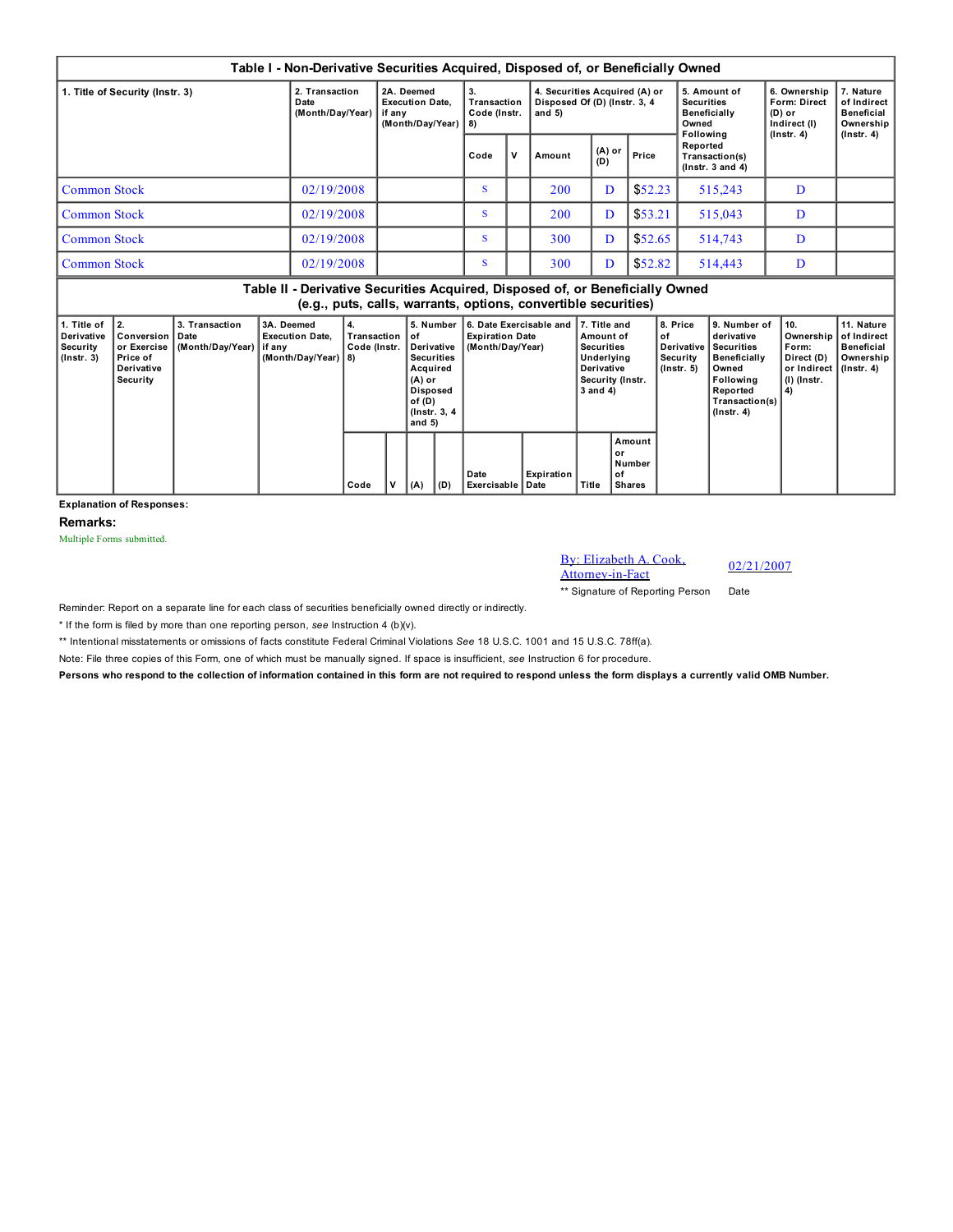| Table I - Non-Derivative Securities Acquired, Disposed of, or Beneficially Owned | | | | | | | | | | |
|---|---|---|---|---|---|---|---|---|---|---|
| 1. Title of Security (Instr. 3) | 2. Transaction Date (Month/Day/Year) | 2A. Deemed Execution Date, if any (Month/Day/Year) | 3. Transaction Code (Instr. 8) | | 4. Securities Acquired (A) or Disposed Of (D) (Instr. 3, 4 and 5) | | | 5. Amount of Securities Beneficially Owned Following Reported Transaction(s) (Instr. 3 and 4) | 6. Ownership Form: Direct (D) or Indirect (I) (Instr. 4) | 7. Nature of Indirect Beneficial Ownership (Instr. 4) |
| | | | Code | V | Amount | (A) or (D) | Price | | | |
| Common Stock | 02/19/2008 | | S | | 200 | D | $52.23 | 515,243 | D | |
| Common Stock | 02/19/2008 | | S | | 200 | D | $53.21 | 515,043 | D | |
| Common Stock | 02/19/2008 | | S | | 300 | D | $52.65 | 514,743 | D | |
| Common Stock | 02/19/2008 | | S | | 300 | D | $52.82 | 514,443 | D | |

| Table II - Derivative Securities Acquired, Disposed of, or Beneficially Owned (e.g., puts, calls, warrants, options, convertible securities) | | | | | | | | | | | | | | |
|---|---|---|---|---|---|---|---|---|---|---|---|---|---|---|
| 1. Title of Derivative Security (Instr. 3) | 2. Conversion or Exercise Price of Derivative Security | 3. Transaction Date (Month/Day/Year) | 3A. Deemed Execution Date, if any (Month/Day/Year) | 4. Transaction Code (Instr. 8) | | 5. Number of Derivative Securities Acquired (A) or Disposed of (D) (Instr. 3, 4 and 5) | | 6. Date Exercisable and Expiration Date (Month/Day/Year) | | 7. Title and Amount of Securities Underlying Derivative Security (Instr. 3 and 4) | | 8. Price of Derivative Security (Instr. 5) | 9. Number of derivative Securities Beneficially Owned Following Reported Transaction(s) (Instr. 4) | 10. Ownership Form: Direct (D) or Indirect (I) (Instr. 4) | 11. Nature of Indirect Beneficial Ownership (Instr. 4) |
| | | | | Code | V | (A) | (D) | Date Exercisable | Expiration Date | Title | Amount or Number of Shares | | | | |

**Explanation of Responses:**

## Remarks:

Multiple Forms submitted.

By: Elizabeth A. Cook, Attorney-in-Fact — 02/21/2007

** Signature of Reporting Person — Date

Reminder: Report on a separate line for each class of securities beneficially owned directly or indirectly.

* If the form is filed by more than one reporting person, *see* Instruction 4 (b)(v).

** Intentional misstatements or omissions of facts constitute Federal Criminal Violations *See* 18 U.S.C. 1001 and 15 U.S.C. 78ff(a).

Note: File three copies of this Form, one of which must be manually signed. If space is insufficient, *see* Instruction 6 for procedure.

**Persons who respond to the collection of information contained in this form are not required to respond unless the form displays a currently valid OMB Number.**